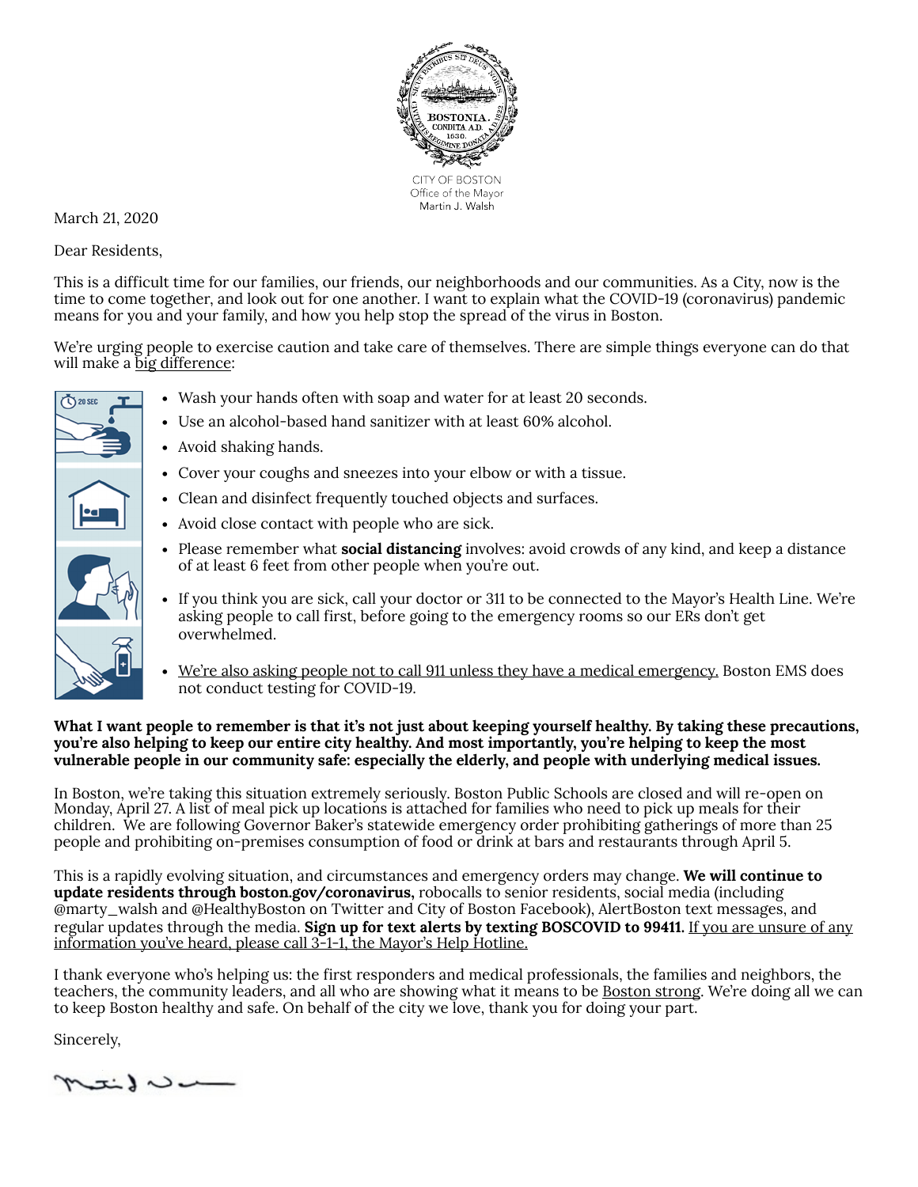CITY OF BOSTON
Office of the Mayor
Martin J. Walsh

March 21, 2020

Dear Residents,

This is a difficult time for our families, our friends, our neighborhoods and our communities. As a City, now is the time to come together, and look out for one another. I want to explain what the COVID-19 (coronavirus) pandemic means for you and your family, and how you help stop the spread of the virus in Boston.

We're urging people to exercise caution and take care of themselves. There are simple things everyone can do that will make a big difference:

- Wash your hands often with soap and water for at least 20 seconds.
- Use an alcohol-based hand sanitizer with at least 60% alcohol.
- Avoid shaking hands.
- Cover your coughs and sneezes into your elbow or with a tissue.
- Clean and disinfect frequently touched objects and surfaces.
- Avoid close contact with people who are sick.
- Please remember what **social distancing** involves: avoid crowds of any kind, and keep a distance of at least 6 feet from other people when you're out.
- If you think you are sick, call your doctor or 311 to be connected to the Mayor's Health Line. We're asking people to call first, before going to the emergency rooms so our ERs don't get overwhelmed.
- We're also asking people not to call 911 unless they have a medical emergency. Boston EMS does not conduct testing for COVID-19.

**What I want people to remember is that it's not just about keeping yourself healthy. By taking these precautions, you're also helping to keep our entire city healthy. And most importantly, you're helping to keep the most vulnerable people in our community safe: especially the elderly, and people with underlying medical issues.**

In Boston, we're taking this situation extremely seriously. Boston Public Schools are closed and will re-open on Monday, April 27. A list of meal pick up locations is attached for families who need to pick up meals for their children. We are following Governor Baker's statewide emergency order prohibiting gatherings of more than 25 people and prohibiting on-premises consumption of food or drink at bars and restaurants through April 5.

This is a rapidly evolving situation, and circumstances and emergency orders may change. **We will continue to update residents through boston.gov/coronavirus,** robocalls to senior residents, social media (including @marty_walsh and @HealthyBoston on Twitter and City of Boston Facebook), AlertBoston text messages, and regular updates through the media. **Sign up for text alerts by texting BOSCOVID to 99411.** If you are unsure of any information you've heard, please call 3-1-1, the Mayor's Help Hotline.

I thank everyone who's helping us: the first responders and medical professionals, the families and neighbors, the teachers, the community leaders, and all who are showing what it means to be Boston strong. We're doing all we can to keep Boston healthy and safe. On behalf of the city we love, thank you for doing your part.

Sincerely,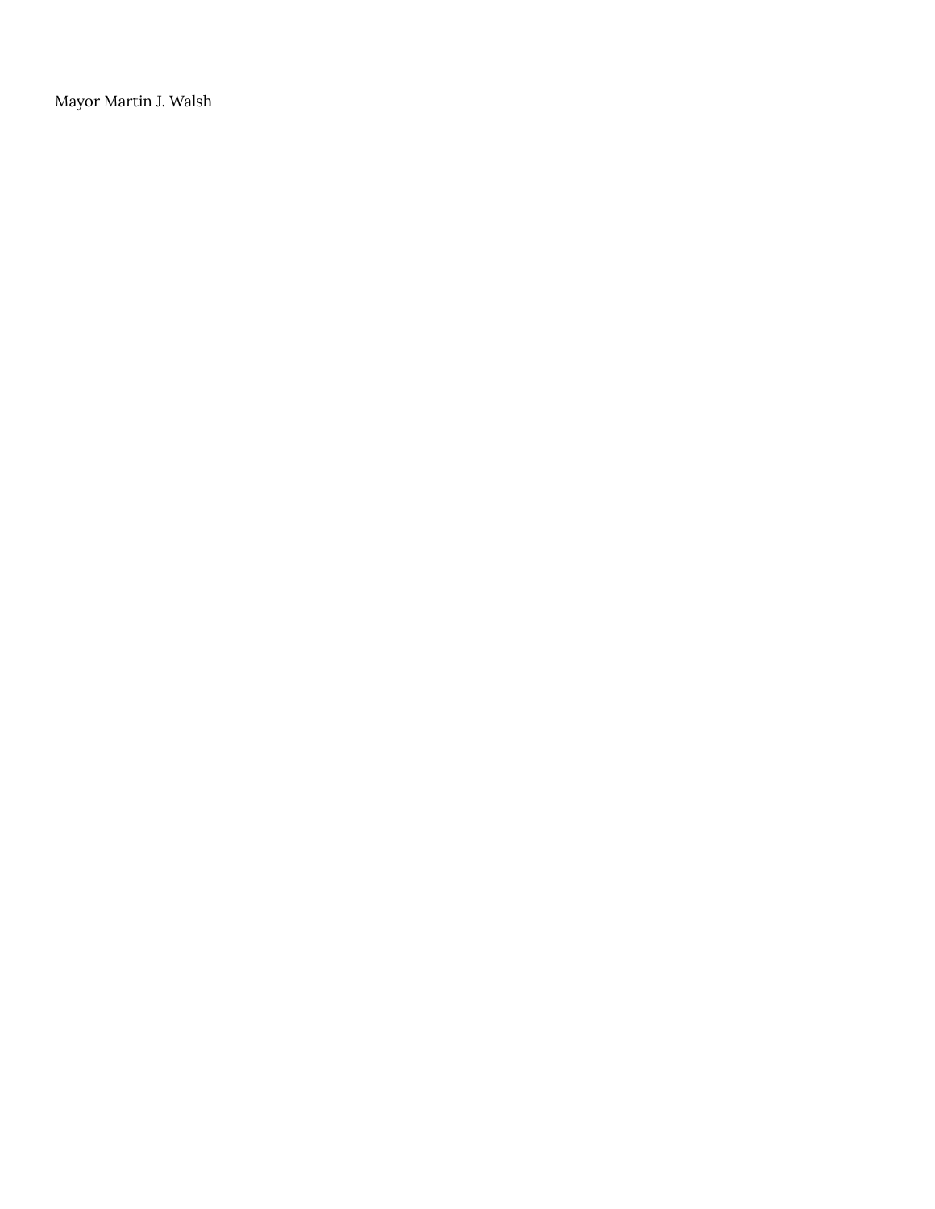Mayor Martin J. Walsh